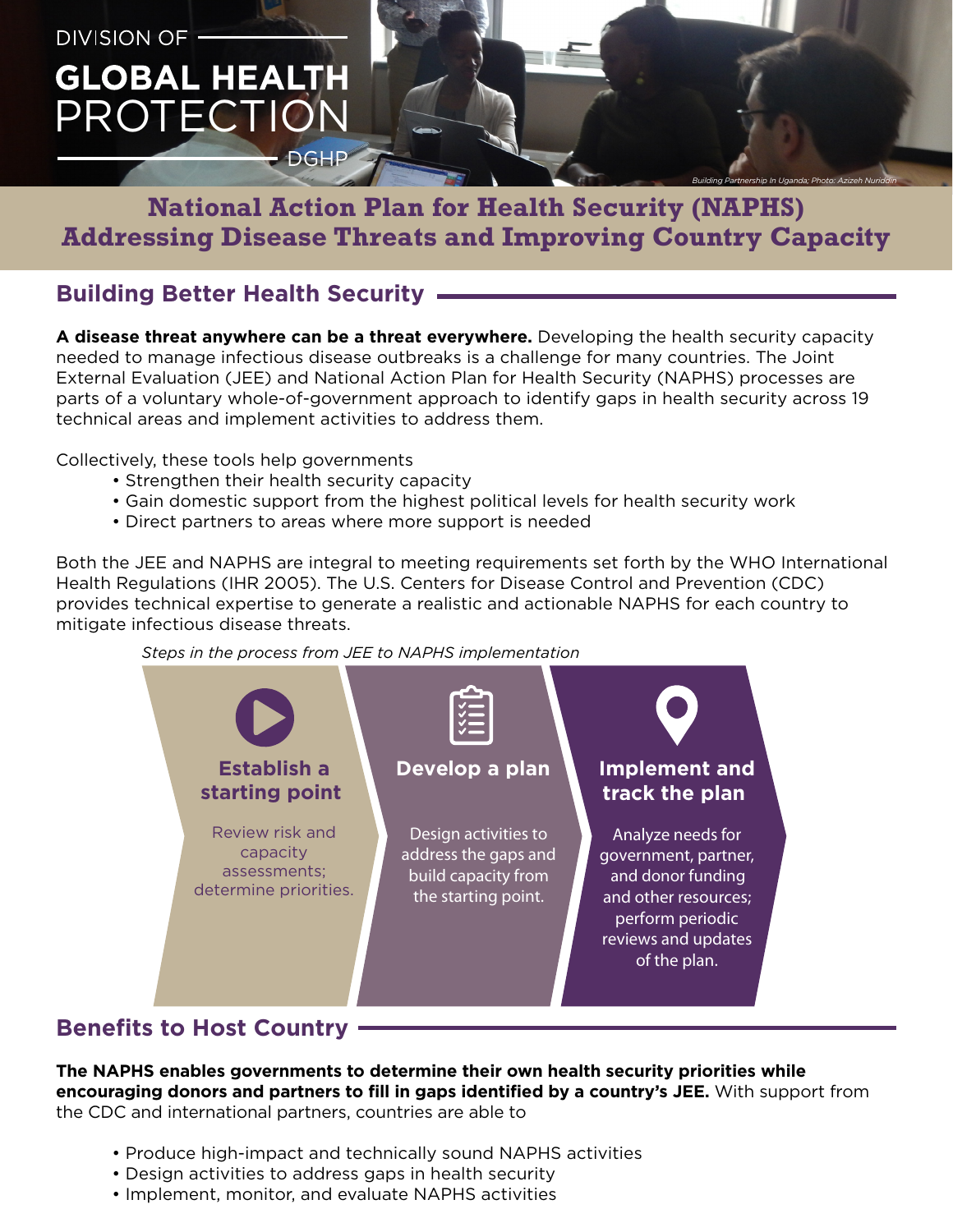DIVISION OF

# GLOBAL HEALTH PROTECTION

DGHP

*Building Partnership In Uganda; Photo: Azizeh Nuriddin*

# National Action Plan for Health Security (NAPHS) Addressing Disease Threats and Improving Country Capacity

## Building Better Health Security

**A disease threat anywhere can be a threat everywhere.** Developing the health security capacity needed to manage infectious disease outbreaks is a challenge for many countries. The Joint External Evaluation (JEE) and National Action Plan for Health Security (NAPHS) processes are parts of a voluntary whole-of-government approach to identify gaps in health security across 19 technical areas and implement activities to address them.

Collectively, these tools help governments

- Strengthen their health security capacity
- Gain domestic support from the highest political levels for health security work
- Direct partners to areas where more support is needed

Both the JEE and NAPHS are integral to meeting requirements set forth by the WHO International Health Regulations (IHR 2005). The U.S. Centers for Disease Control and Prevention (CDC) provides technical expertise to generate a realistic and actionable NAPHS for each country to mitigate infectious disease threats.

*Steps in the process from JEE to NAPHS implementation*

**Establish a starting point**

Review risk and capacity assessments; determine priorities.

**Develop a plan**

Design activities to address the gaps and build capacity from the starting point.

**Implement and track the plan**

Analyze needs for government, partner, and donor funding and other resources; perform periodic reviews and updates of the plan.

## Benefits to Host Country

**The NAPHS enables governments to determine their own health security priorities while encouraging donors and partners to fill in gaps identified by a country's JEE.** With support from the CDC and international partners, countries are able to

- Produce high-impact and technically sound NAPHS activities
- Design activities to address gaps in health security
- Implement, monitor, and evaluate NAPHS activities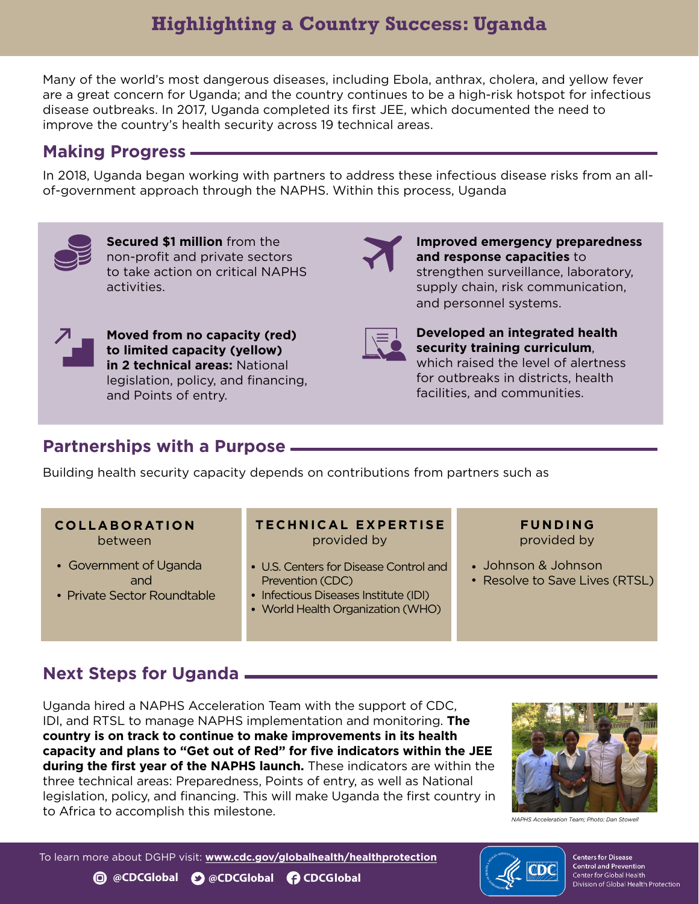# Highlighting a Country Success: Uganda

Many of the world's most dangerous diseases, including Ebola, anthrax, cholera, and yellow fever are a great concern for Uganda; and the country continues to be a high-risk hotspot for infectious disease outbreaks. In 2017, Uganda completed its first JEE, which documented the need to improve the country's health security across 19 technical areas.

## Making Progress

In 2018, Uganda began working with partners to address these infectious disease risks from an all-of-government approach through the NAPHS. Within this process, Uganda

- **Secured $1 million** from the non-profit and private sectors to take action on critical NAPHS activities.
- **Moved from no capacity (red) to limited capacity (yellow) in 2 technical areas:** National legislation, policy, and financing, and Points of entry.
- **Improved emergency preparedness and response capacities** to strengthen surveillance, laboratory, supply chain, risk communication, and personnel systems.
- **Developed an integrated health security training curriculum**, which raised the level of alertness for outbreaks in districts, health facilities, and communities.

## Partnerships with a Purpose

Building health security capacity depends on contributions from partners such as

**COLLABORATION** between

- Government of Uganda and
- Private Sector Roundtable

**TECHNICAL EXPERTISE** provided by

- U.S. Centers for Disease Control and Prevention (CDC)
- Infectious Diseases Institute (IDI)
- World Health Organization (WHO)

**FUNDING** provided by

- Johnson & Johnson
- Resolve to Save Lives (RTSL)

## Next Steps for Uganda

Uganda hired a NAPHS Acceleration Team with the support of CDC, IDI, and RTSL to manage NAPHS implementation and monitoring. **The country is on track to continue to make improvements in its health capacity and plans to "Get out of Red" for five indicators within the JEE during the first year of the NAPHS launch.** These indicators are within the three technical areas: Preparedness, Points of entry, as well as National legislation, policy, and financing. This will make Uganda the first country in to Africa to accomplish this milestone.

*NAPHS Acceleration Team; Photo: Dan Stowell*

To learn more about DGHP visit: **www.cdc.gov/globalhealth/healthprotection**

@CDCGlobal @CDCGlobal CDCGlobal

Centers for Disease Control and Prevention
Center for Global Health
Division of Global Health Protection